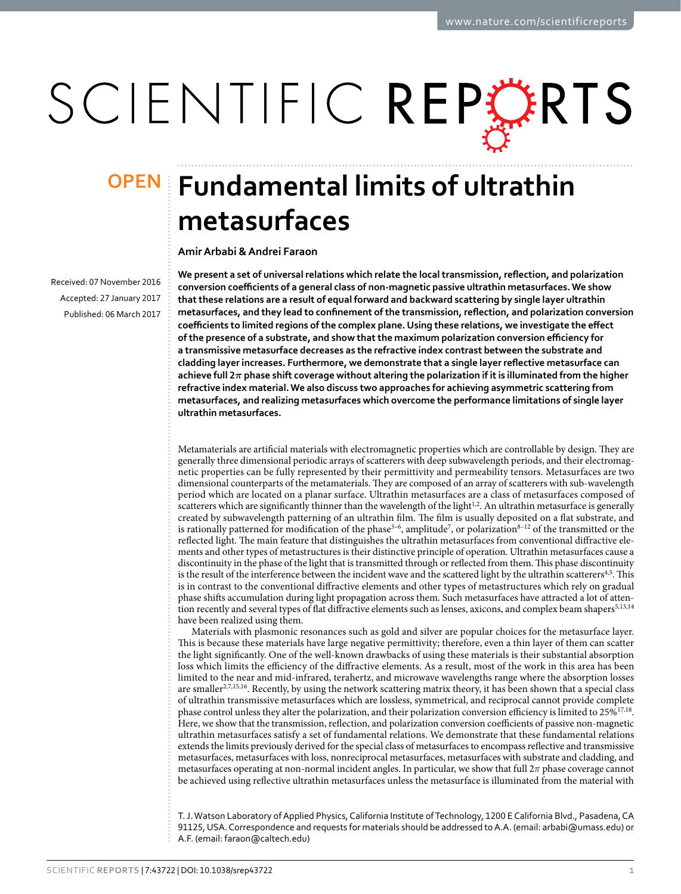# Fundamental limits of ultrathin metasurfaces

**Amir Arbabi & Andrei Faraon**

Received: 07 November 2016
Accepted: 27 January 2017
Published: 06 March 2017

**We present a set of universal relations which relate the local transmission, reflection, and polarization conversion coefficients of a general class of non-magnetic passive ultrathin metasurfaces. We show that these relations are a result of equal forward and backward scattering by single layer ultrathin metasurfaces, and they lead to confinement of the transmission, reflection, and polarization conversion coefficients to limited regions of the complex plane. Using these relations, we investigate the effect of the presence of a substrate, and show that the maximum polarization conversion efficiency for a transmissive metasurface decreases as the refractive index contrast between the substrate and cladding layer increases. Furthermore, we demonstrate that a single layer reflective metasurface can achieve full 2$\pi$ phase shift coverage without altering the polarization if it is illuminated from the higher refractive index material. We also discuss two approaches for achieving asymmetric scattering from metasurfaces, and realizing metasurfaces which overcome the performance limitations of single layer ultrathin metasurfaces.**

Metamaterials are artificial materials with electromagnetic properties which are controllable by design. They are generally three dimensional periodic arrays of scatterers with deep subwavelength periods, and their electromagnetic properties can be fully represented by their permittivity and permeability tensors. Metasurfaces are two dimensional counterparts of the metamaterials. They are composed of an array of scatterers with sub-wavelength period which are located on a planar surface. Ultrathin metasurfaces are a class of metasurfaces composed of scatterers which are significantly thinner than the wavelength of the light[1,2]. An ultrathin metasurface is generally created by subwavelength patterning of an ultrathin film. The film is usually deposited on a flat substrate, and is rationally patterned for modification of the phase[3–6], amplitude[7], or polarization[8–12] of the transmitted or the reflected light. The main feature that distinguishes the ultrathin metasurfaces from conventional diffractive elements and other types of metastructures is their distinctive principle of operation. Ultrathin metasurfaces cause a discontinuity in the phase of the light that is transmitted through or reflected from them. This phase discontinuity is the result of the interference between the incident wave and the scattered light by the ultrathin scatterers[4,5]. This is in contrast to the conventional diffractive elements and other types of metastructures which rely on gradual phase shifts accumulation during light propagation across them. Such metasurfaces have attracted a lot of attention recently and several types of flat diffractive elements such as lenses, axicons, and complex beam shapers[5,13,14] have been realized using them.

Materials with plasmonic resonances such as gold and silver are popular choices for the metasurface layer. This is because these materials have large negative permittivity; therefore, even a thin layer of them can scatter the light significantly. One of the well-known drawbacks of using these materials is their substantial absorption loss which limits the efficiency of the diffractive elements. As a result, most of the work in this area has been limited to the near and mid-infrared, terahertz, and microwave wavelengths range where the absorption losses are smaller[2,7,15,16]. Recently, by using the network scattering matrix theory, it has been shown that a special class of ultrathin transmissive metasurfaces which are lossless, symmetrical, and reciprocal cannot provide complete phase control unless they alter the polarization, and their polarization conversion efficiency is limited to 25%[17,18]. Here, we show that the transmission, reflection, and polarization conversion coefficients of passive non-magnetic ultrathin metasurfaces satisfy a set of fundamental relations. We demonstrate that these fundamental relations extends the limits previously derived for the special class of metasurfaces to encompass reflective and transmissive metasurfaces, metasurfaces with loss, nonreciprocal metasurfaces, metasurfaces with substrate and cladding, and metasurfaces operating at non-normal incident angles. In particular, we show that full 2$\pi$ phase coverage cannot be achieved using reflective ultrathin metasurfaces unless the metasurface is illuminated from the material with

T. J. Watson Laboratory of Applied Physics, California Institute of Technology, 1200 E California Blvd., Pasadena, CA 91125, USA. Correspondence and requests for materials should be addressed to A.A. (email: arbabi@umass.edu) or A.F. (email: faraon@caltech.edu)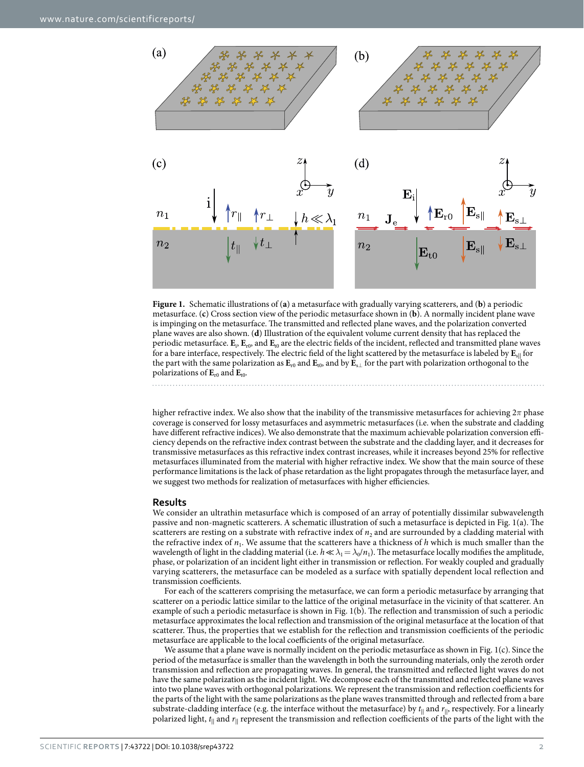**Figure 1.** Schematic illustrations of (**a**) a metasurface with gradually varying scatterers, and (**b**) a periodic metasurface. (**c**) Cross section view of the periodic metasurface shown in (**b**). A normally incident plane wave is impinging on the metasurface. The transmitted and reflected plane waves, and the polarization converted plane waves are also shown. (**d**) Illustration of the equivalent volume current density that has replaced the periodic metasurface. $\mathbf{E}_\mathrm{i}$, $\mathbf{E}_\mathrm{r0}$, and $\mathbf{E}_\mathrm{t0}$ are the electric fields of the incident, reflected and transmitted plane waves for a bare interface, respectively. The electric field of the light scattered by the metasurface is labeled by $\mathbf{E}_{\mathrm{s}\|}$ for the part with the same polarization as $\mathbf{E}_\mathrm{r0}$ and $\mathbf{E}_\mathrm{t0}$, and by $\mathbf{E}_{\mathrm{s}\perp}$ for the part with polarization orthogonal to the polarizations of $\mathbf{E}_\mathrm{r0}$ and $\mathbf{E}_\mathrm{t0}$.

higher refractive index. We also show that the inability of the transmissive metasurfaces for achieving $2\pi$ phase coverage is conserved for lossy metasurfaces and asymmetric metasurfaces (i.e. when the substrate and cladding have different refractive indices). We also demonstrate that the maximum achievable polarization conversion efficiency depends on the refractive index contrast between the substrate and the cladding layer, and it decreases for transmissive metasurfaces as this refractive index contrast increases, while it increases beyond 25% for reflective metasurfaces illuminated from the material with higher refractive index. We show that the main source of these performance limitations is the lack of phase retardation as the light propagates through the metasurface layer, and we suggest two methods for realization of metasurfaces with higher efficiencies.

## Results

We consider an ultrathin metasurface which is composed of an array of potentially dissimilar subwavelength passive and non-magnetic scatterers. A schematic illustration of such a metasurface is depicted in Fig. 1(a). The scatterers are resting on a substrate with refractive index of $n_2$ and are surrounded by a cladding material with the refractive index of $n_1$. We assume that the scatterers have a thickness of $h$ which is much smaller than the wavelength of light in the cladding material (i.e. $h \ll \lambda_1 = \lambda_0/n_1$). The metasurface locally modifies the amplitude, phase, or polarization of an incident light either in transmission or reflection. For weakly coupled and gradually varying scatterers, the metasurface can be modeled as a surface with spatially dependent local reflection and transmission coefficients.

For each of the scatterers comprising the metasurface, we can form a periodic metasurface by arranging that scatterer on a periodic lattice similar to the lattice of the original metasurface in the vicinity of that scatterer. An example of such a periodic metasurface is shown in Fig. 1(b). The reflection and transmission of such a periodic metasurface approximates the local reflection and transmission of the original metasurface at the location of that scatterer. Thus, the properties that we establish for the reflection and transmission coefficients of the periodic metasurface are applicable to the local coefficients of the original metasurface.

We assume that a plane wave is normally incident on the periodic metasurface as shown in Fig. 1(c). Since the period of the metasurface is smaller than the wavelength in both the surrounding materials, only the zeroth order transmission and reflection are propagating waves. In general, the transmitted and reflected light waves do not have the same polarization as the incident light. We decompose each of the transmitted and reflected plane waves into two plane waves with orthogonal polarizations. We represent the transmission and reflection coefficients for the parts of the light with the same polarizations as the plane waves transmitted through and reflected from a bare substrate-cladding interface (e.g. the interface without the metasurface) by $t_\|$ and $r_\|$, respectively. For a linearly polarized light, $t_\|$ and $r_\|$ represent the transmission and reflection coefficients of the parts of the light with the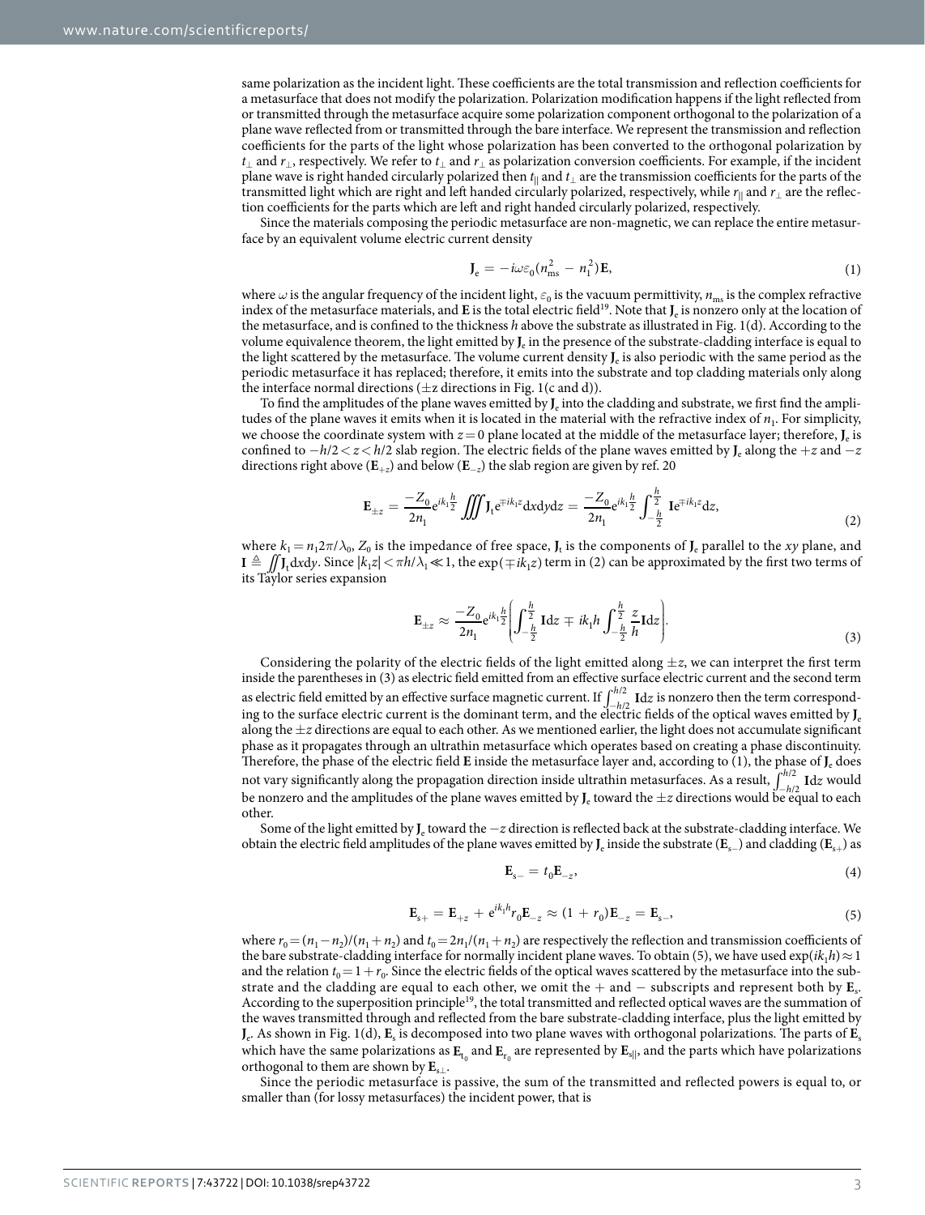same polarization as the incident light. These coefficients are the total transmission and reflection coefficients for a metasurface that does not modify the polarization. Polarization modification happens if the light reflected from or transmitted through the metasurface acquire some polarization component orthogonal to the polarization of a plane wave reflected from or transmitted through the bare interface. We represent the transmission and reflection coefficients for the parts of the light whose polarization has been converted to the orthogonal polarization by $t_\perp$ and $r_\perp$, respectively. We refer to $t_\perp$ and $r_\perp$ as polarization conversion coefficients. For example, if the incident plane wave is right handed circularly polarized then $t_\|$ and $t_\perp$ are the transmission coefficients for the parts of the transmitted light which are right and left handed circularly polarized, respectively, while $r_\|$ and $r_\perp$ are the reflection coefficients for the parts which are left and right handed circularly polarized, respectively.

Since the materials composing the periodic metasurface are non-magnetic, we can replace the entire metasurface by an equivalent volume electric current density

$$\mathbf{J}_\mathrm{e} = -i\omega\varepsilon_0(n_\mathrm{ms}^2 - n_1^2)\mathbf{E}, \tag{1}$$

where $\omega$ is the angular frequency of the incident light, $\varepsilon_0$ is the vacuum permittivity, $n_\mathrm{ms}$ is the complex refractive index of the metasurface materials, and $\mathbf{E}$ is the total electric field[19]. Note that $\mathbf{J}_\mathrm{e}$ is nonzero only at the location of the metasurface, and is confined to the thickness $h$ above the substrate as illustrated in Fig. 1(d). According to the volume equivalence theorem, the light emitted by $\mathbf{J}_\mathrm{e}$ in the presence of the substrate-cladding interface is equal to the light scattered by the metasurface. The volume current density $\mathbf{J}_\mathrm{e}$ is also periodic with the same period as the periodic metasurface it has replaced; therefore, it emits into the substrate and top cladding materials only along the interface normal directions ($\pm$z directions in Fig. 1(c and d)).

To find the amplitudes of the plane waves emitted by $\mathbf{J}_\mathrm{e}$ into the cladding and substrate, we first find the amplitudes of the plane waves it emits when it is located in the material with the refractive index of $n_1$. For simplicity, we choose the coordinate system with $z=0$ plane located at the middle of the metasurface layer; therefore, $\mathbf{J}_\mathrm{e}$ is confined to $-h/2 < z < h/2$ slab region. The electric fields of the plane waves emitted by $\mathbf{J}_\mathrm{e}$ along the $+z$ and $-z$ directions right above ($\mathbf{E}_{+z}$) and below ($\mathbf{E}_{-z}$) the slab region are given by ref. 20

$$\mathbf{E}_{\pm z} = \frac{-Z_0}{2n_1}e^{ik_1\frac{h}{2}}\iiint \mathbf{J}_\mathrm{t} e^{\mp ik_1 z}\mathrm{d}x\mathrm{d}y\mathrm{d}z = \frac{-Z_0}{2n_1}e^{ik_1\frac{h}{2}}\int_{-\frac{h}{2}}^{\frac{h}{2}} \mathbf{I}e^{\mp ik_1 z}\mathrm{d}z, \tag{2}$$

where $k_1 = n_1 2\pi/\lambda_0$, $Z_0$ is the impedance of free space, $\mathbf{J}_\mathrm{t}$ is the components of $\mathbf{J}_\mathrm{e}$ parallel to the $xy$ plane, and $\mathbf{I} \triangleq \iint \mathbf{J}_\mathrm{t}\mathrm{d}x\mathrm{d}y$. Since $|k_1 z| < \pi h/\lambda_1 \ll 1$, the $\exp(\mp ik_1 z)$ term in (2) can be approximated by the first two terms of its Taylor series expansion

$$\mathbf{E}_{\pm z} \approx \frac{-Z_0}{2n_1}e^{ik_1\frac{h}{2}}\left(\int_{-\frac{h}{2}}^{\frac{h}{2}}\mathbf{I}\mathrm{d}z \mp ik_1 h\int_{-\frac{h}{2}}^{\frac{h}{2}}\frac{z}{h}\mathbf{I}\mathrm{d}z\right). \tag{3}$$

Considering the polarity of the electric fields of the light emitted along $\pm z$, we can interpret the first term inside the parentheses in (3) as electric field emitted from an effective surface electric current and the second term as electric field emitted by an effective surface magnetic current. If $\int_{-h/2}^{h/2}\mathbf{I}\mathrm{d}z$ is nonzero then the term corresponding to the surface electric current is the dominant term, and the electric fields of the optical waves emitted by $\mathbf{J}_\mathrm{e}$ along the $\pm z$ directions are equal to each other. As we mentioned earlier, the light does not accumulate significant phase as it propagates through an ultrathin metasurface which operates based on creating a phase discontinuity. Therefore, the phase of the electric field $\mathbf{E}$ inside the metasurface layer and, according to (1), the phase of $\mathbf{J}_\mathrm{e}$ does not vary significantly along the propagation direction inside ultrathin metasurfaces. As a result, $\int_{-h/2}^{h/2}\mathbf{I}\mathrm{d}z$ would be nonzero and the amplitudes of the plane waves emitted by $\mathbf{J}_\mathrm{e}$ toward the $\pm z$ directions would be equal to each other.

Some of the light emitted by $\mathbf{J}_\mathrm{e}$ toward the $-z$ direction is reflected back at the substrate-cladding interface. We obtain the electric field amplitudes of the plane waves emitted by $\mathbf{J}_\mathrm{e}$ inside the substrate ($\mathbf{E}_{\mathrm{s}-}$) and cladding ($\mathbf{E}_{\mathrm{s}+}$) as

$$\mathbf{E}_{\mathrm{s}-} = t_0\mathbf{E}_{-z}, \tag{4}$$

$$\mathbf{E}_{\mathrm{s}+} = \mathbf{E}_{+z} + e^{ik_1 h}r_0\mathbf{E}_{-z} \approx (1 + r_0)\mathbf{E}_{-z} = \mathbf{E}_{\mathrm{s}-}, \tag{5}$$

where $r_0 = (n_1 - n_2)/(n_1 + n_2)$ and $t_0 = 2n_1/(n_1 + n_2)$ are respectively the reflection and transmission coefficients of the bare substrate-cladding interface for normally incident plane waves. To obtain (5), we have used $\exp(ik_1 h) \approx 1$ and the relation $t_0 = 1 + r_0$. Since the electric fields of the optical waves scattered by the metasurface into the substrate and the cladding are equal to each other, we omit the + and − subscripts and represent both by $\mathbf{E}_\mathrm{s}$. According to the superposition principle[19], the total transmitted and reflected optical waves are the summation of the waves transmitted through and reflected from the bare substrate-cladding interface, plus the light emitted by $\mathbf{J}_\mathrm{e}$. As shown in Fig. 1(d), $\mathbf{E}_\mathrm{s}$ is decomposed into two plane waves with orthogonal polarizations. The parts of $\mathbf{E}_\mathrm{s}$ which have the same polarizations as $\mathbf{E}_{\mathrm{t}_0}$ and $\mathbf{E}_{\mathrm{r}_0}$ are represented by $\mathbf{E}_{\mathrm{s}\|}$, and the parts which have polarizations orthogonal to them are shown by $\mathbf{E}_{\mathrm{s}\perp}$.

Since the periodic metasurface is passive, the sum of the transmitted and reflected powers is equal to, or smaller than (for lossy metasurfaces) the incident power, that is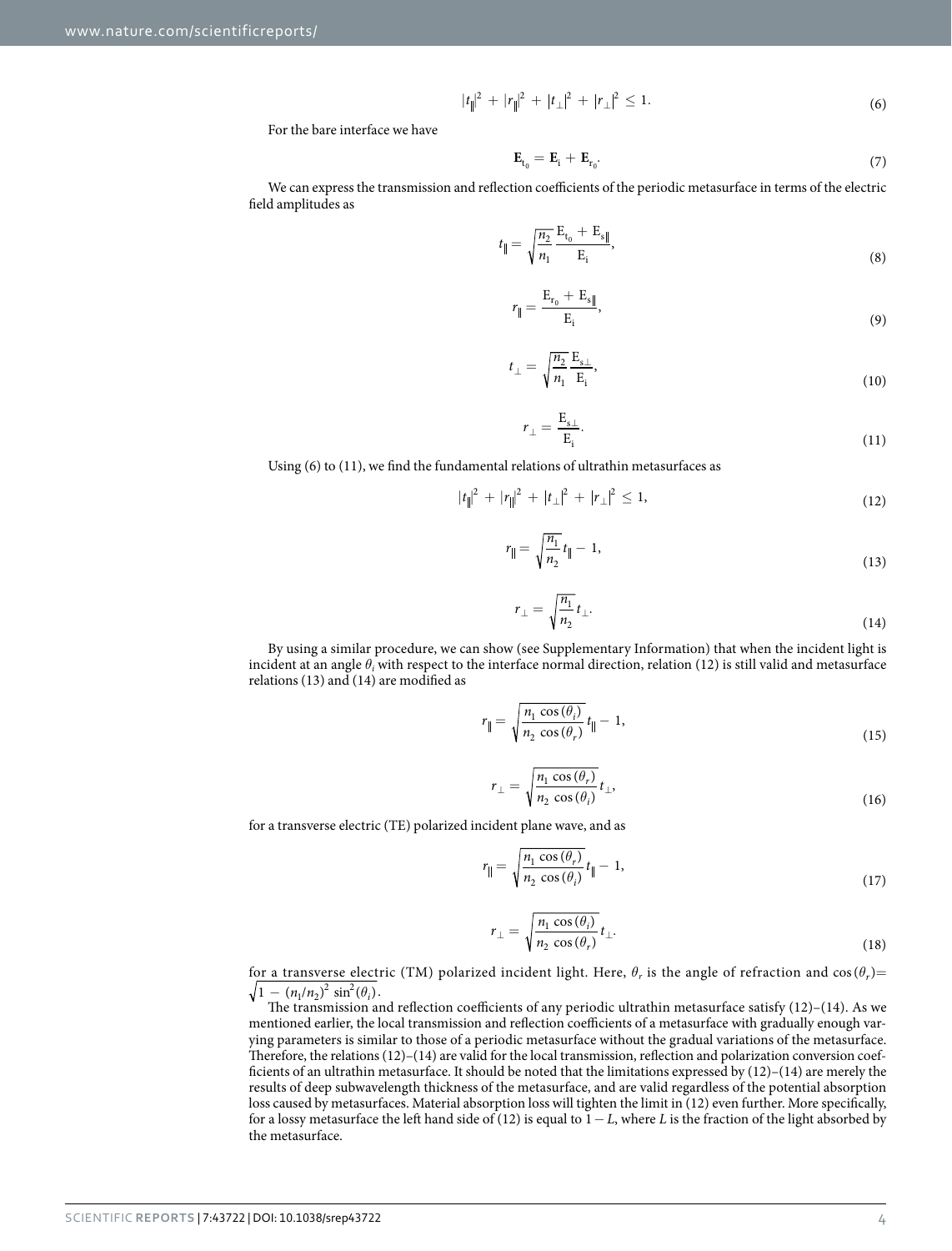$$|t_{\|}|^2 + |r_{\|}|^2 + |t_{\perp}|^2 + |r_{\perp}|^2 \leq 1. \tag{6}$$

For the bare interface we have

$$\mathbf{E}_{t_0} = \mathbf{E}_i + \mathbf{E}_{r_0}. \tag{7}$$

We can express the transmission and reflection coefficients of the periodic metasurface in terms of the electric field amplitudes as

$$t_{\|} = \sqrt{\frac{n_2}{n_1}} \frac{\mathrm{E}_{t_0} + \mathrm{E}_{s\|}}{\mathrm{E}_i}, \tag{8}$$

$$r_{\|} = \frac{\mathrm{E}_{r_0} + \mathrm{E}_{s\|}}{\mathrm{E}_i}, \tag{9}$$

$$t_{\perp} = \sqrt{\frac{n_2}{n_1}} \frac{\mathrm{E}_{s\perp}}{\mathrm{E}_i}, \tag{10}$$

$$r_{\perp} = \frac{\mathrm{E}_{s\perp}}{\mathrm{E}_i}. \tag{11}$$

Using (6) to (11), we find the fundamental relations of ultrathin metasurfaces as

$$|t_{\|}|^2 + |r_{\|}|^2 + |t_{\perp}|^2 + |r_{\perp}|^2 \leq 1, \tag{12}$$

$$r_{\|} = \sqrt{\frac{n_1}{n_2}} t_{\|} - 1, \tag{13}$$

$$r_{\perp} = \sqrt{\frac{n_1}{n_2}} t_{\perp}. \tag{14}$$

By using a similar procedure, we can show (see Supplementary Information) that when the incident light is incident at an angle $\theta_i$ with respect to the interface normal direction, relation (12) is still valid and metasurface relations (13) and (14) are modified as

$$r_{\|} = \sqrt{\frac{n_1 \cos(\theta_i)}{n_2 \cos(\theta_r)}} t_{\|} - 1, \tag{15}$$

$$r_{\perp} = \sqrt{\frac{n_1 \cos(\theta_r)}{n_2 \cos(\theta_i)}} t_{\perp}, \tag{16}$$

for a transverse electric (TE) polarized incident plane wave, and as

$$r_{\|} = \sqrt{\frac{n_1 \cos(\theta_r)}{n_2 \cos(\theta_i)}} t_{\|} - 1, \tag{17}$$

$$r_{\perp} = \sqrt{\frac{n_1 \cos(\theta_i)}{n_2 \cos(\theta_r)}} t_{\perp}. \tag{18}$$

for a transverse electric (TM) polarized incident light. Here, $\theta_r$ is the angle of refraction and $\cos(\theta_r) = \sqrt{1 - (n_1/n_2)^2 \sin^2(\theta_i)}$.

The transmission and reflection coefficients of any periodic ultrathin metasurface satisfy (12)–(14). As we mentioned earlier, the local transmission and reflection coefficients of a metasurface with gradually enough varying parameters is similar to those of a periodic metasurface without the gradual variations of the metasurface. Therefore, the relations (12)–(14) are valid for the local transmission, reflection and polarization conversion coefficients of an ultrathin metasurface. It should be noted that the limitations expressed by (12)–(14) are merely the results of deep subwavelength thickness of the metasurface, and are valid regardless of the potential absorption loss caused by metasurfaces. Material absorption loss will tighten the limit in (12) even further. More specifically, for a lossy metasurface the left hand side of (12) is equal to $1 - L$, where $L$ is the fraction of the light absorbed by the metasurface.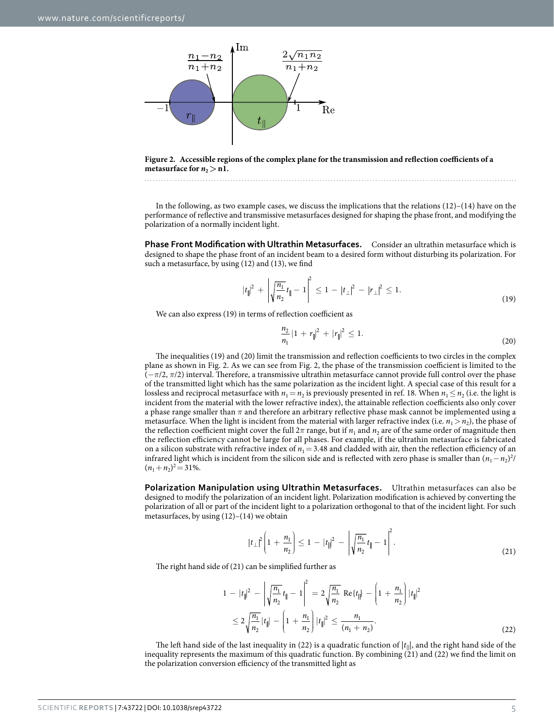**Figure 2. Accessible regions of the complex plane for the transmission and reflection coefficients of a metasurface for $n_2 > n1$.**

In the following, as two example cases, we discuss the implications that the relations (12)–(14) have on the performance of reflective and transmissive metasurfaces designed for shaping the phase front, and modifying the polarization of a normally incident light.

**Phase Front Modification with Ultrathin Metasurfaces.** Consider an ultrathin metasurface which is designed to shape the phase front of an incident beam to a desired form without disturbing its polarization. For such a metasurface, by using (12) and (13), we find

$$|t_{\|}|^2 + \left|\sqrt{\frac{n_1}{n_2}}t_{\|} - 1\right|^2 \leq 1 - |t_{\perp}|^2 - |r_{\perp}|^2 \leq 1. \tag{19}$$

We can also express (19) in terms of reflection coefficient as

$$\frac{n_2}{n_1}|1 + r_{\|}|^2 + |r_{\|}|^2 \leq 1. \tag{20}$$

The inequalities (19) and (20) limit the transmission and reflection coefficients to two circles in the complex plane as shown in Fig. 2. As we can see from Fig. 2, the phase of the transmission coefficient is limited to the $(-\pi/2, \pi/2)$ interval. Therefore, a transmissive ultrathin metasurface cannot provide full control over the phase of the transmitted light which has the same polarization as the incident light. A special case of this result for a lossless and reciprocal metasurface with $n_1 = n_2$ is previously presented in ref. 18. When $n_1 \leq n_2$ (i.e. the light is incident from the material with the lower refractive index), the attainable reflection coefficients also only cover a phase range smaller than $\pi$ and therefore an arbitrary reflective phase mask cannot be implemented using a metasurface. When the light is incident from the material with larger refractive index (i.e. $n_1 > n_2$), the phase of the reflection coefficient might cover the full $2\pi$ range, but if $n_1$ and $n_2$ are of the same order of magnitude then the reflection efficiency cannot be large for all phases. For example, if the ultrathin metasurface is fabricated on a silicon substrate with refractive index of $n_1 = 3.48$ and cladded with air, then the reflection efficiency of an infrared light which is incident from the silicon side and is reflected with zero phase is smaller than $(n_1 - n_2)^2/(n_1 + n_2)^2 = 31\%$.

**Polarization Manipulation using Ultrathin Metasurfaces.** Ultrathin metasurfaces can also be designed to modify the polarization of an incident light. Polarization modification is achieved by converting the polarization of all or part of the incident light to a polarization orthogonal to that of the incident light. For such metasurfaces, by using (12)–(14) we obtain

$$|t_{\perp}|^2\left(1 + \frac{n_1}{n_2}\right) \leq 1 - |t_{\|}|^2 - \left|\sqrt{\frac{n_1}{n_2}}t_{\|} - 1\right|^2. \tag{21}$$

The right hand side of (21) can be simplified further as

$$\begin{aligned} 1 - |t_{\|}|^2 - \left|\sqrt{\frac{n_1}{n_2}}t_{\|} - 1\right|^2 &= 2\sqrt{\frac{n_1}{n_2}}\ \mathrm{Re}\{t_{\|}\} - \left(1 + \frac{n_1}{n_2}\right)|t_{\|}|^2 \\ &\leq 2\sqrt{\frac{n_1}{n_2}}|t_{\|}| - \left(1 + \frac{n_1}{n_2}\right)|t_{\|}|^2 \leq \frac{n_1}{(n_1 + n_2)}. \end{aligned} \tag{22}$$

The left hand side of the last inequality in (22) is a quadratic function of $|t_{\|}|$, and the right hand side of the inequality represents the maximum of this quadratic function. By combining (21) and (22) we find the limit on the polarization conversion efficiency of the transmitted light as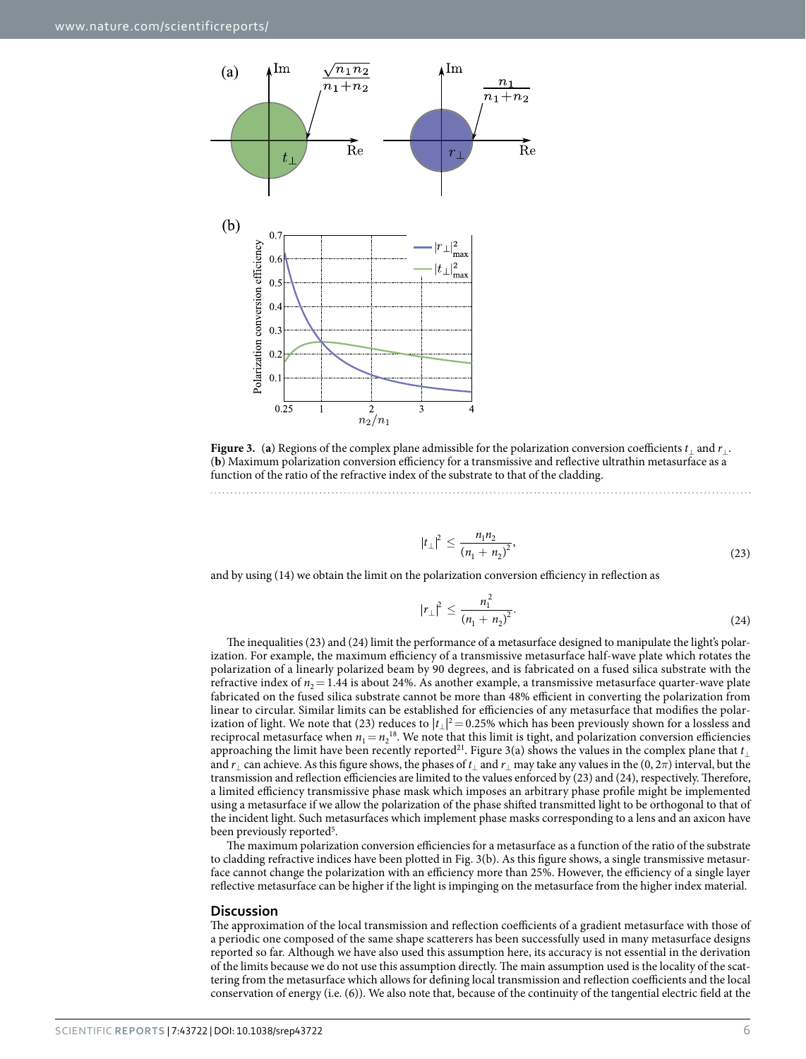**Figure 3.** (**a**) Regions of the complex plane admissible for the polarization conversion coefficients $t_\perp$ and $r_\perp$. (**b**) Maximum polarization conversion efficiency for a transmissive and reflective ultrathin metasurface as a function of the ratio of the refractive index of the substrate to that of the cladding.

$$|t_\perp|^2 \le \frac{n_1 n_2}{(n_1 + n_2)^2}, \tag{23}$$

and by using (14) we obtain the limit on the polarization conversion efficiency in reflection as

$$|r_\perp|^2 \le \frac{n_1^2}{(n_1 + n_2)^2}. \tag{24}$$

The inequalities (23) and (24) limit the performance of a metasurface designed to manipulate the light's polarization. For example, the maximum efficiency of a transmissive metasurface half-wave plate which rotates the polarization of a linearly polarized beam by 90 degrees, and is fabricated on a fused silica substrate with the refractive index of $n_2 = 1.44$ is about 24%. As another example, a transmissive metasurface quarter-wave plate fabricated on the fused silica substrate cannot be more than 48% efficient in converting the polarization from linear to circular. Similar limits can be established for efficiencies of any metasurface that modifies the polarization of light. We note that (23) reduces to $|t_\perp|^2 = 0.25\%$ which has been previously shown for a lossless and reciprocal metasurface when $n_1 = n_2$[18]. We note that this limit is tight, and polarization conversion efficiencies approaching the limit have been recently reported[21]. Figure 3(a) shows the values in the complex plane that $t_\perp$ and $r_\perp$ can achieve. As this figure shows, the phases of $t_\perp$ and $r_\perp$ may take any values in the $(0, 2\pi)$ interval, but the transmission and reflection efficiencies are limited to the values enforced by (23) and (24), respectively. Therefore, a limited efficiency transmissive phase mask which imposes an arbitrary phase profile might be implemented using a metasurface if we allow the polarization of the phase shifted transmitted light to be orthogonal to that of the incident light. Such metasurfaces which implement phase masks corresponding to a lens and an axicon have been previously reported[5].

The maximum polarization conversion efficiencies for a metasurface as a function of the ratio of the substrate to cladding refractive indices have been plotted in Fig. 3(b). As this figure shows, a single transmissive metasurface cannot change the polarization with an efficiency more than 25%. However, the efficiency of a single layer reflective metasurface can be higher if the light is impinging on the metasurface from the higher index material.

## Discussion

The approximation of the local transmission and reflection coefficients of a gradient metasurface with those of a periodic one composed of the same shape scatterers has been successfully used in many metasurface designs reported so far. Although we have also used this assumption here, its accuracy is not essential in the derivation of the limits because we do not use this assumption directly. The main assumption used is the locality of the scattering from the metasurface which allows for defining local transmission and reflection coefficients and the local conservation of energy (i.e. (6)). We also note that, because of the continuity of the tangential electric field at the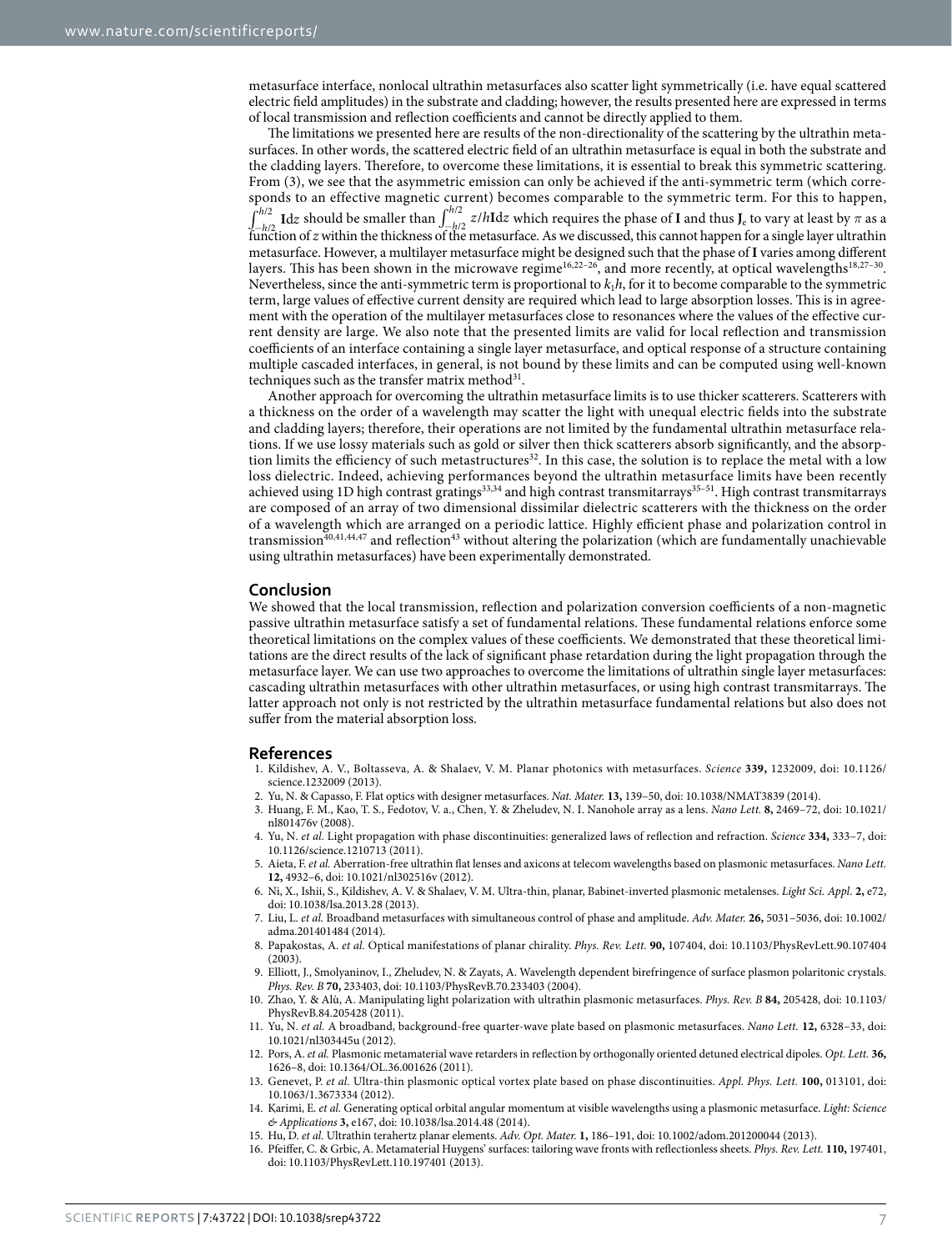metasurface interface, nonlocal ultrathin metasurfaces also scatter light symmetrically (i.e. have equal scattered electric field amplitudes) in the substrate and cladding; however, the results presented here are expressed in terms of local transmission and reflection coefficients and cannot be directly applied to them.

The limitations we presented here are results of the non-directionality of the scattering by the ultrathin metasurfaces. In other words, the scattered electric field of an ultrathin metasurface is equal in both the substrate and the cladding layers. Therefore, to overcome these limitations, it is essential to break this symmetric scattering. From (3), we see that the asymmetric emission can only be achieved if the anti-symmetric term (which corresponds to an effective magnetic current) becomes comparable to the symmetric term. For this to happen, $\int_{-h/2}^{h/2} \mathbf{I}dz$ should be smaller than $\int_{-h/2}^{h/2} z/h\mathbf{I}dz$ which requires the phase of $\mathbf{I}$ and thus $\mathbf{J}_e$ to vary at least by $\pi$ as a function of $z$ within the thickness of the metasurface. As we discussed, this cannot happen for a single layer ultrathin metasurface. However, a multilayer metasurface might be designed such that the phase of $\mathbf{I}$ varies among different layers. This has been shown in the microwave regime[16,22–26], and more recently, at optical wavelengths[18,27–30]. Nevertheless, since the anti-symmetric term is proportional to $k_1h$, for it to become comparable to the symmetric term, large values of effective current density are required which lead to large absorption losses. This is in agreement with the operation of the multilayer metasurfaces close to resonances where the values of the effective current density are large. We also note that the presented limits are valid for local reflection and transmission coefficients of an interface containing a single layer metasurface, and optical response of a structure containing multiple cascaded interfaces, in general, is not bound by these limits and can be computed using well-known techniques such as the transfer matrix method[31].

Another approach for overcoming the ultrathin metasurface limits is to use thicker scatterers. Scatterers with a thickness on the order of a wavelength may scatter the light with unequal electric fields into the substrate and cladding layers; therefore, their operations are not limited by the fundamental ultrathin metasurface relations. If we use lossy materials such as gold or silver then thick scatterers absorb significantly, and the absorption limits the efficiency of such metastructures[32]. In this case, the solution is to replace the metal with a low loss dielectric. Indeed, achieving performances beyond the ultrathin metasurface limits have been recently achieved using 1D high contrast gratings[33,34] and high contrast transmitarrays[35–51]. High contrast transmitarrays are composed of an array of two dimensional dissimilar dielectric scatterers with the thickness on the order of a wavelength which are arranged on a periodic lattice. Highly efficient phase and polarization control in transmission[40,41,44,47] and reflection[43] without altering the polarization (which are fundamentally unachievable using ultrathin metasurfaces) have been experimentally demonstrated.

## Conclusion

We showed that the local transmission, reflection and polarization conversion coefficients of a non-magnetic passive ultrathin metasurface satisfy a set of fundamental relations. These fundamental relations enforce some theoretical limitations on the complex values of these coefficients. We demonstrated that these theoretical limitations are the direct results of the lack of significant phase retardation during the light propagation through the metasurface layer. We can use two approaches to overcome the limitations of ultrathin single layer metasurfaces: cascading ultrathin metasurfaces with other ultrathin metasurfaces, or using high contrast transmitarrays. The latter approach not only is not restricted by the ultrathin metasurface fundamental relations but also does not suffer from the material absorption loss.

## References

1. Kildishev, A. V., Boltasseva, A. & Shalaev, V. M. Planar photonics with metasurfaces. *Science* **339,** 1232009, doi: 10.1126/science.1232009 (2013).
2. Yu, N. & Capasso, F. Flat optics with designer metasurfaces. *Nat. Mater.* **13,** 139–50, doi: 10.1038/NMAT3839 (2014).
3. Huang, F. M., Kao, T. S., Fedotov, V. a., Chen, Y. & Zheludev, N. I. Nanohole array as a lens. *Nano Lett.* **8,** 2469–72, doi: 10.1021/nl801476v (2008).
4. Yu, N. *et al.* Light propagation with phase discontinuities: generalized laws of reflection and refraction. *Science* **334,** 333–7, doi: 10.1126/science.1210713 (2011).
5. Aieta, F. *et al.* Aberration-free ultrathin flat lenses and axicons at telecom wavelengths based on plasmonic metasurfaces. *Nano Lett.* **12,** 4932–6, doi: 10.1021/nl302516v (2012).
6. Ni, X., Ishii, S., Kildishev, A. V. & Shalaev, V. M. Ultra-thin, planar, Babinet-inverted plasmonic metalenses. *Light Sci. Appl.* **2,** e72, doi: 10.1038/lsa.2013.28 (2013).
7. Liu, L. *et al.* Broadband metasurfaces with simultaneous control of phase and amplitude. *Adv. Mater.* **26,** 5031–5036, doi: 10.1002/adma.201401484 (2014).
8. Papakostas, A. *et al.* Optical manifestations of planar chirality. *Phys. Rev. Lett.* **90,** 107404, doi: 10.1103/PhysRevLett.90.107404 (2003).
9. Elliott, J., Smolyaninov, I., Zheludev, N. & Zayats, A. Wavelength dependent birefringence of surface plasmon polaritonic crystals. *Phys. Rev. B* **70,** 233403, doi: 10.1103/PhysRevB.70.233403 (2004).
10. Zhao, Y. & Alù, A. Manipulating light polarization with ultrathin plasmonic metasurfaces. *Phys. Rev. B* **84,** 205428, doi: 10.1103/PhysRevB.84.205428 (2011).
11. Yu, N. *et al.* A broadband, background-free quarter-wave plate based on plasmonic metasurfaces. *Nano Lett.* **12,** 6328–33, doi: 10.1021/nl303445u (2012).
12. Pors, A. *et al.* Plasmonic metamaterial wave retarders in reflection by orthogonally oriented detuned electrical dipoles. *Opt. Lett.* **36,** 1626–8, doi: 10.1364/OL.36.001626 (2011).
13. Genevet, P. *et al.* Ultra-thin plasmonic optical vortex plate based on phase discontinuities. *Appl. Phys. Lett.* **100,** 013101, doi: 10.1063/1.3673334 (2012).
14. Karimi, E. *et al.* Generating optical orbital angular momentum at visible wavelengths using a plasmonic metasurface. *Light: Science & Applications* **3,** e167, doi: 10.1038/lsa.2014.48 (2014).
15. Hu, D. *et al.* Ultrathin terahertz planar elements. *Adv. Opt. Mater.* **1,** 186–191, doi: 10.1002/adom.201200044 (2013).
16. Pfeiffer, C. & Grbic, A. Metamaterial Huygens' surfaces: tailoring wave fronts with reflectionless sheets. *Phys. Rev. Lett.* **110,** 197401, doi: 10.1103/PhysRevLett.110.197401 (2013).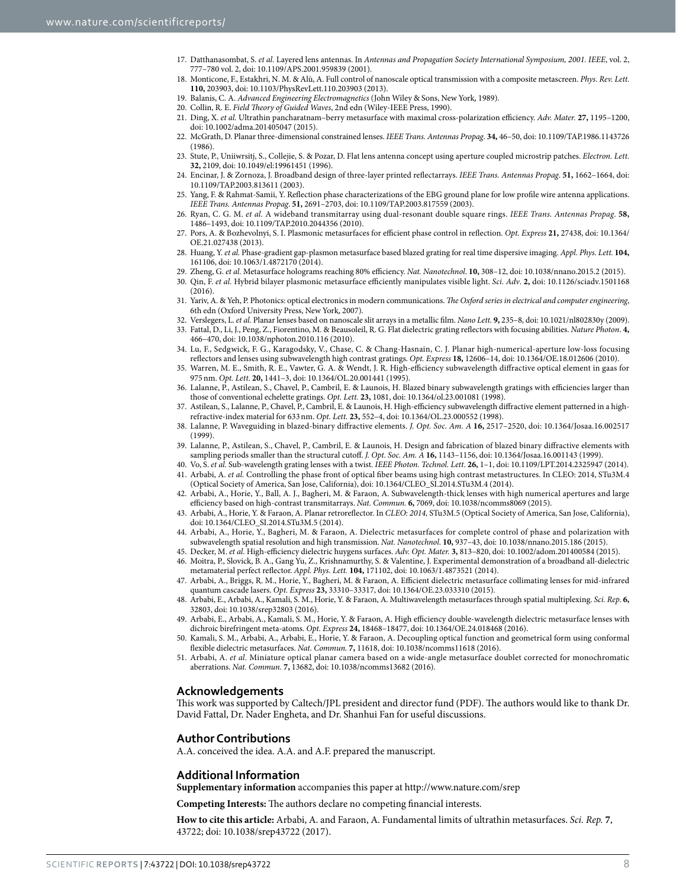17. Datthanasombat, S. *et al.* Layered lens antennas. In *Antennas and Propagation Society International Symposium, 2001. IEEE*, vol. 2, 777–780 vol. 2, doi: 10.1109/APS.2001.959839 (2001).
18. Monticone, F., Estakhri, N. M. & Alù, A. Full control of nanoscale optical transmission with a composite metascreen. *Phys. Rev. Lett.* **110,** 203903, doi: 10.1103/PhysRevLett.110.203903 (2013).
19. Balanis, C. A. *Advanced Engineering Electromagnetics* (John Wiley & Sons, New York, 1989).
20. Collin, R. E. *Field Theory of Guided Waves*, 2nd edn (Wiley-IEEE Press, 1990).
21. Ding, X. *et al.* Ultrathin pancharatnam–berry metasurface with maximal cross-polarization efficiency. *Adv. Mater.* **27,** 1195–1200, doi: 10.1002/adma.201405047 (2015).
22. McGrath, D. Planar three-dimensional constrained lenses. *IEEE Trans. Antennas Propag.* **34,** 46–50, doi: 10.1109/TAP.1986.1143726 (1986).
23. Stute, P., Uniiwrsitj, S., Collejie, S. & Pozar, D. Flat lens antenna concept using aperture coupled microstrip patches. *Electron. Lett.* **32,** 2109, doi: 10.1049/el:19961451 (1996).
24. Encinar, J. & Zornoza, J. Broadband design of three-layer printed reflectarrays. *IEEE Trans. Antennas Propag.* **51,** 1662–1664, doi: 10.1109/TAP.2003.813611 (2003).
25. Yang, F. & Rahmat-Samii, Y. Reflection phase characterizations of the EBG ground plane for low profile wire antenna applications. *IEEE Trans. Antennas Propag.* **51,** 2691–2703, doi: 10.1109/TAP.2003.817559 (2003).
26. Ryan, C. G. M. *et al.* A wideband transmitarray using dual-resonant double square rings. *IEEE Trans. Antennas Propag.* **58,** 1486–1493, doi: 10.1109/TAP.2010.2044356 (2010).
27. Pors, A. & Bozhevolnyi, S. I. Plasmonic metasurfaces for efficient phase control in reflection. *Opt. Express* **21,** 27438, doi: 10.1364/OE.21.027438 (2013).
28. Huang, Y. *et al.* Phase-gradient gap-plasmon metasurface based blazed grating for real time dispersive imaging. *Appl. Phys. Lett.* **104,** 161106, doi: 10.1063/1.4872170 (2014).
29. Zheng, G. *et al.* Metasurface holograms reaching 80% efficiency. *Nat. Nanotechnol.* **10,** 308–12, doi: 10.1038/nnano.2015.2 (2015).
30. Qin, F. *et al.* Hybrid bilayer plasmonic metasurface efficiently manipulates visible light. *Sci. Adv.* **2,** doi: 10.1126/sciadv.1501168 (2016).
31. Yariv, A. & Yeh, P. Photonics: optical electronics in modern communications. *The Oxford series in electrical and computer engineering*, 6th edn (Oxford University Press, New York, 2007).
32. Verslegers, L. *et al.* Planar lenses based on nanoscale slit arrays in a metallic film. *Nano Lett.* **9,** 235–8, doi: 10.1021/nl802830y (2009).
33. Fattal, D., Li, J., Peng, Z., Fiorentino, M. & Beausoleil, R. G. Flat dielectric grating reflectors with focusing abilities. *Nature Photon.* **4,** 466–470, doi: 10.1038/nphoton.2010.116 (2010).
34. Lu, F., Sedgwick, F. G., Karagodsky, V., Chase, C. & Chang-Hasnain, C. J. Planar high-numerical-aperture low-loss focusing reflectors and lenses using subwavelength high contrast gratings. *Opt. Express* **18,** 12606–14, doi: 10.1364/OE.18.012606 (2010).
35. Warren, M. E., Smith, R. E., Vawter, G. A. & Wendt, J. R. High-efficiency subwavelength diffractive optical element in gaas for 975 nm. *Opt. Lett.* **20,** 1441–3, doi: 10.1364/OL.20.001441 (1995).
36. Lalanne, P., Astilean, S., Chavel, P., Cambril, E. & Launois, H. Blazed binary subwavelength gratings with efficiencies larger than those of conventional echelette gratings. *Opt. Lett.* **23,** 1081, doi: 10.1364/ol.23.001081 (1998).
37. Astilean, S., Lalanne, P., Chavel, P., Cambril, E. & Launois, H. High-efficiency subwavelength diffractive element patterned in a high-refractive-index material for 633 nm. *Opt. Lett.* **23,** 552–4, doi: 10.1364/OL.23.000552 (1998).
38. Lalanne, P. Waveguiding in blazed-binary diffractive elements. *J. Opt. Soc. Am. A* **16,** 2517–2520, doi: 10.1364/Josaa.16.002517 (1999).
39. Lalanne, P., Astilean, S., Chavel, P., Cambril, E. & Launois, H. Design and fabrication of blazed binary diffractive elements with sampling periods smaller than the structural cutoff. *J. Opt. Soc. Am. A* **16,** 1143–1156, doi: 10.1364/Josaa.16.001143 (1999).
40. Vo, S. *et al.* Sub-wavelength grating lenses with a twist. *IEEE Photon. Technol. Lett.* **26,** 1–1, doi: 10.1109/LPT.2014.2325947 (2014).
41. Arbabi, A. *et al.* Controlling the phase front of optical fiber beams using high contrast metastructures. In CLEO: 2014, STu3M.4 (Optical Society of America, San Jose, California), doi: 10.1364/CLEO_SI.2014.STu3M.4 (2014).
42. Arbabi, A., Horie, Y., Ball, A. J., Bagheri, M. & Faraon, A. Subwavelength-thick lenses with high numerical apertures and large efficiency based on high-contrast transmitarrays. *Nat. Commun.* **6,** 7069, doi: 10.1038/ncomms8069 (2015).
43. Arbabi, A., Horie, Y. & Faraon, A. Planar retroreflector. In *CLEO: 2014,* STu3M.5 (Optical Society of America, San Jose, California), doi: 10.1364/CLEO_SI.2014.STu3M.5 (2014).
44. Arbabi, A., Horie, Y., Bagheri, M. & Faraon, A. Dielectric metasurfaces for complete control of phase and polarization with subwavelength spatial resolution and high transmission. *Nat. Nanotechnol.* **10,** 937–43, doi: 10.1038/nnano.2015.186 (2015).
45. Decker, M. *et al.* High-efficiency dielectric huygens surfaces. *Adv. Opt. Mater.* **3,** 813–820, doi: 10.1002/adom.201400584 (2015).
46. Moitra, P., Slovick, B. A., Gang Yu, Z., Krishnamurthy, S. & Valentine, J. Experimental demonstration of a broadband all-dielectric metamaterial perfect reflector. *Appl. Phys. Lett.* **104,** 171102, doi: 10.1063/1.4873521 (2014).
47. Arbabi, A., Briggs, R. M., Horie, Y., Bagheri, M. & Faraon, A. Efficient dielectric metasurface collimating lenses for mid-infrared quantum cascade lasers. *Opt. Express* **23,** 33310–33317, doi: 10.1364/OE.23.033310 (2015).
48. Arbabi, E., Arbabi, A., Kamali, S. M., Horie, Y. & Faraon, A. Multiwavelength metasurfaces through spatial multiplexing. *Sci. Rep.* **6,** 32803, doi: 10.1038/srep32803 (2016).
49. Arbabi, E., Arbabi, A., Kamali, S. M., Horie, Y. & Faraon, A. High efficiency double-wavelength dielectric metasurface lenses with dichroic birefringent meta-atoms. *Opt. Express* **24,** 18468–18477, doi: 10.1364/OE.24.018468 (2016).
50. Kamali, S. M., Arbabi, A., Arbabi, E., Horie, Y. & Faraon, A. Decoupling optical function and geometrical form using conformal flexible dielectric metasurfaces. *Nat. Commun.* **7,** 11618, doi: 10.1038/ncomms11618 (2016).
51. Arbabi, A. *et al.* Miniature optical planar camera based on a wide-angle metasurface doublet corrected for monochromatic aberrations. *Nat. Commun.* **7,** 13682, doi: 10.1038/ncomms13682 (2016).

## Acknowledgements

This work was supported by Caltech/JPL president and director fund (PDF). The authors would like to thank Dr. David Fattal, Dr. Nader Engheta, and Dr. Shanhui Fan for useful discussions.

## Author Contributions

A.A. conceived the idea. A.A. and A.F. prepared the manuscript.

## Additional Information

**Supplementary information** accompanies this paper at http://www.nature.com/srep

**Competing Interests:** The authors declare no competing financial interests.

**How to cite this article:** Arbabi, A. and Faraon, A. Fundamental limits of ultrathin metasurfaces. *Sci. Rep.* **7**, 43722; doi: 10.1038/srep43722 (2017).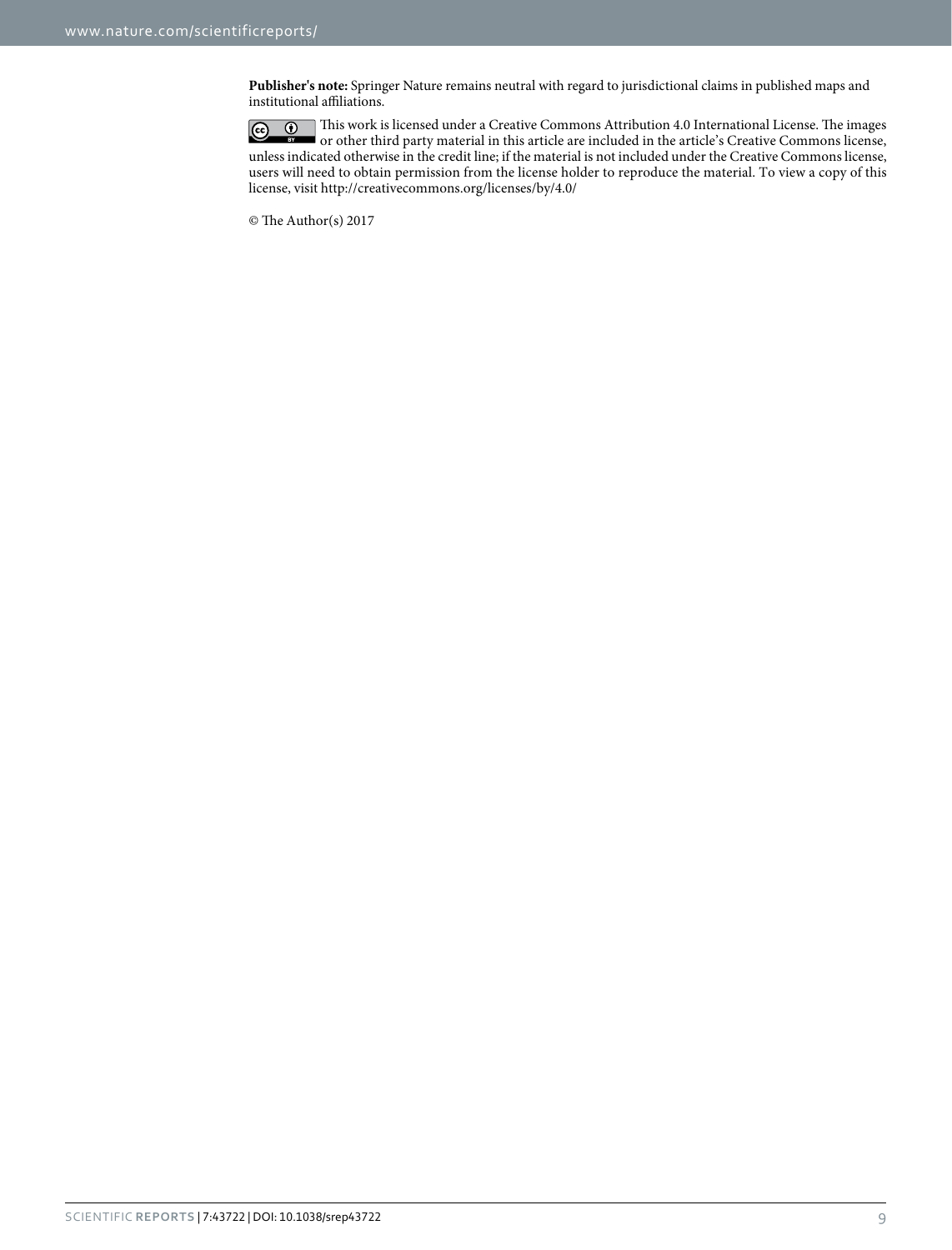**Publisher's note:** Springer Nature remains neutral with regard to jurisdictional claims in published maps and institutional affiliations.

This work is licensed under a Creative Commons Attribution 4.0 International License. The images or other third party material in this article are included in the article's Creative Commons license, unless indicated otherwise in the credit line; if the material is not included under the Creative Commons license, users will need to obtain permission from the license holder to reproduce the material. To view a copy of this license, visit http://creativecommons.org/licenses/by/4.0/

© The Author(s) 2017